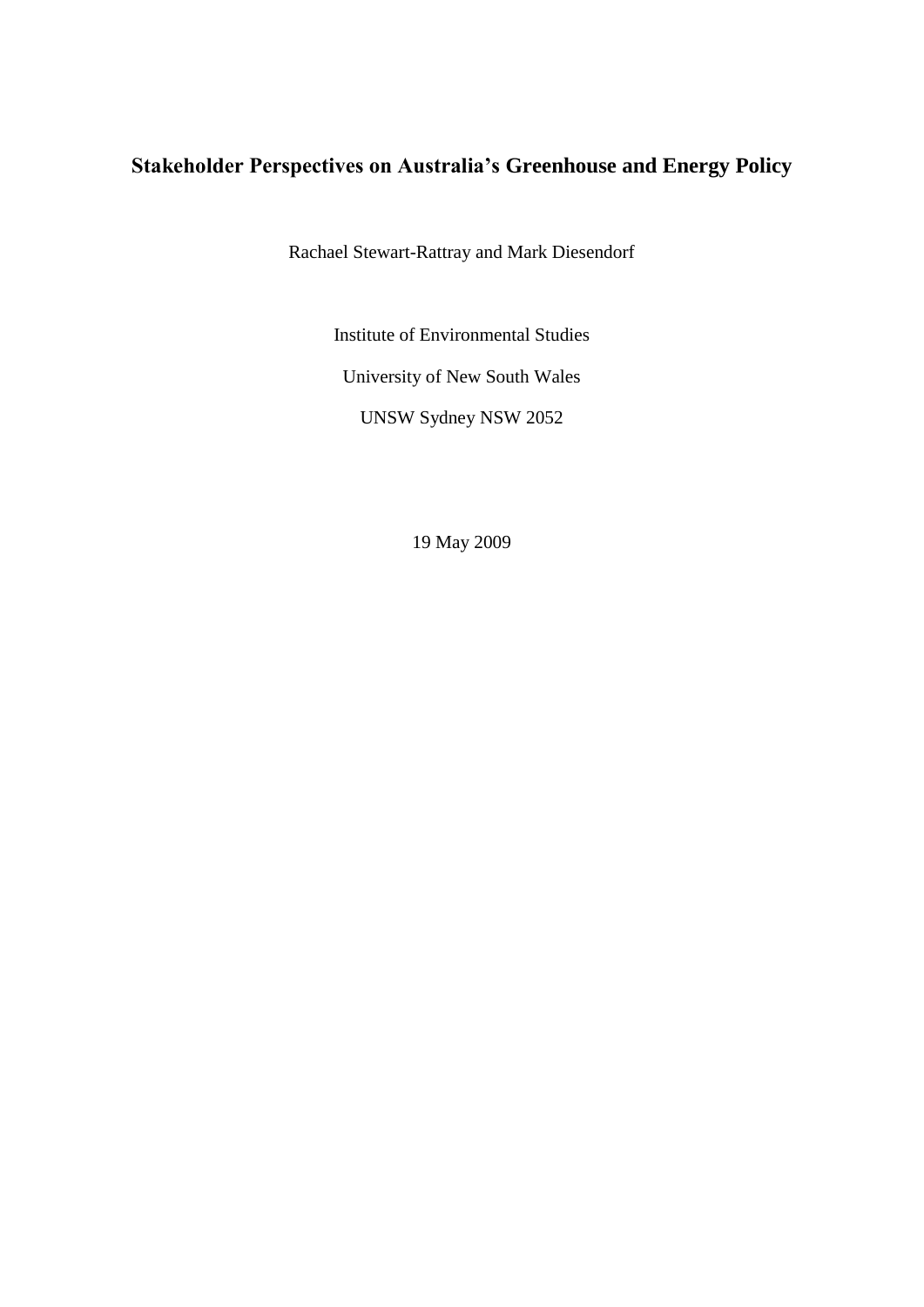# Stakeholder Perspectives on Australia's Greenhouse and Energy Policy

Rachael Stewart-Rattray and Mark Diesendorf

Institute of Environmental Studies

University of New South Wales

UNSW Sydney NSW 2052

19 May 2009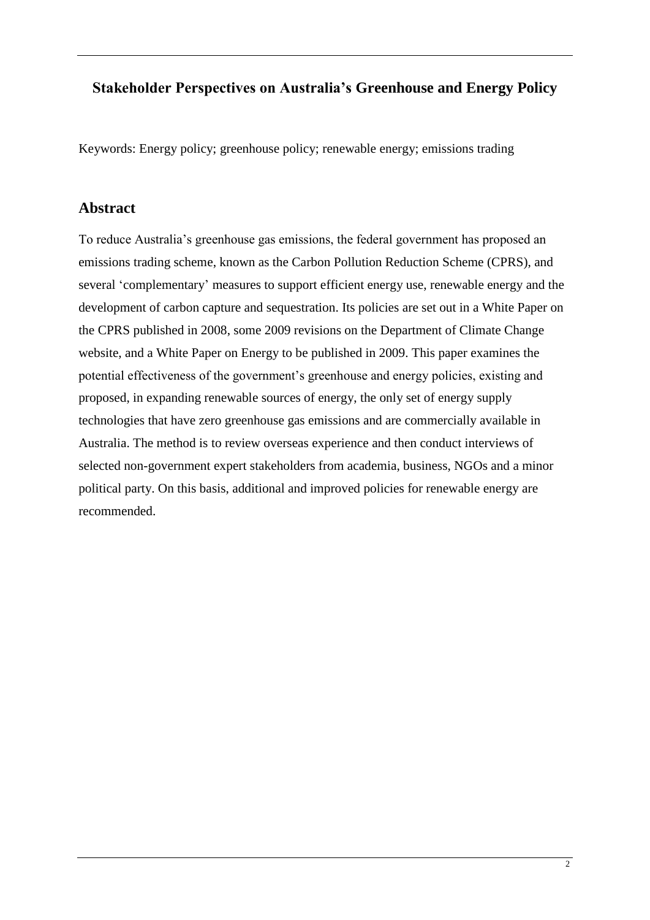# Stakeholder Perspectives on Australia's Greenhouse and Energy Policy

Keywords: Energy policy; greenhouse policy; renewable energy; emissions trading

## Abstract

To reduce Australia's greenhouse gas emissions, the federal government has proposed an emissions trading scheme, known as the Carbon Pollution Reduction Scheme (CPRS), and several 'complementary' measures to support efficient energy use, renewable energy and the development of carbon capture and sequestration. Its policies are set out in a White Paper on the CPRS published in 2008, some 2009 revisions on the Department of Climate Change website, and a White Paper on Energy to be published in 2009. This paper examines the potential effectiveness of the government's greenhouse and energy policies, existing and proposed, in expanding renewable sources of energy, the only set of energy supply technologies that have zero greenhouse gas emissions and are commercially available in Australia. The method is to review overseas experience and then conduct interviews of selected non-government expert stakeholders from academia, business, NGOs and a minor political party. On this basis, additional and improved policies for renewable energy are recommended.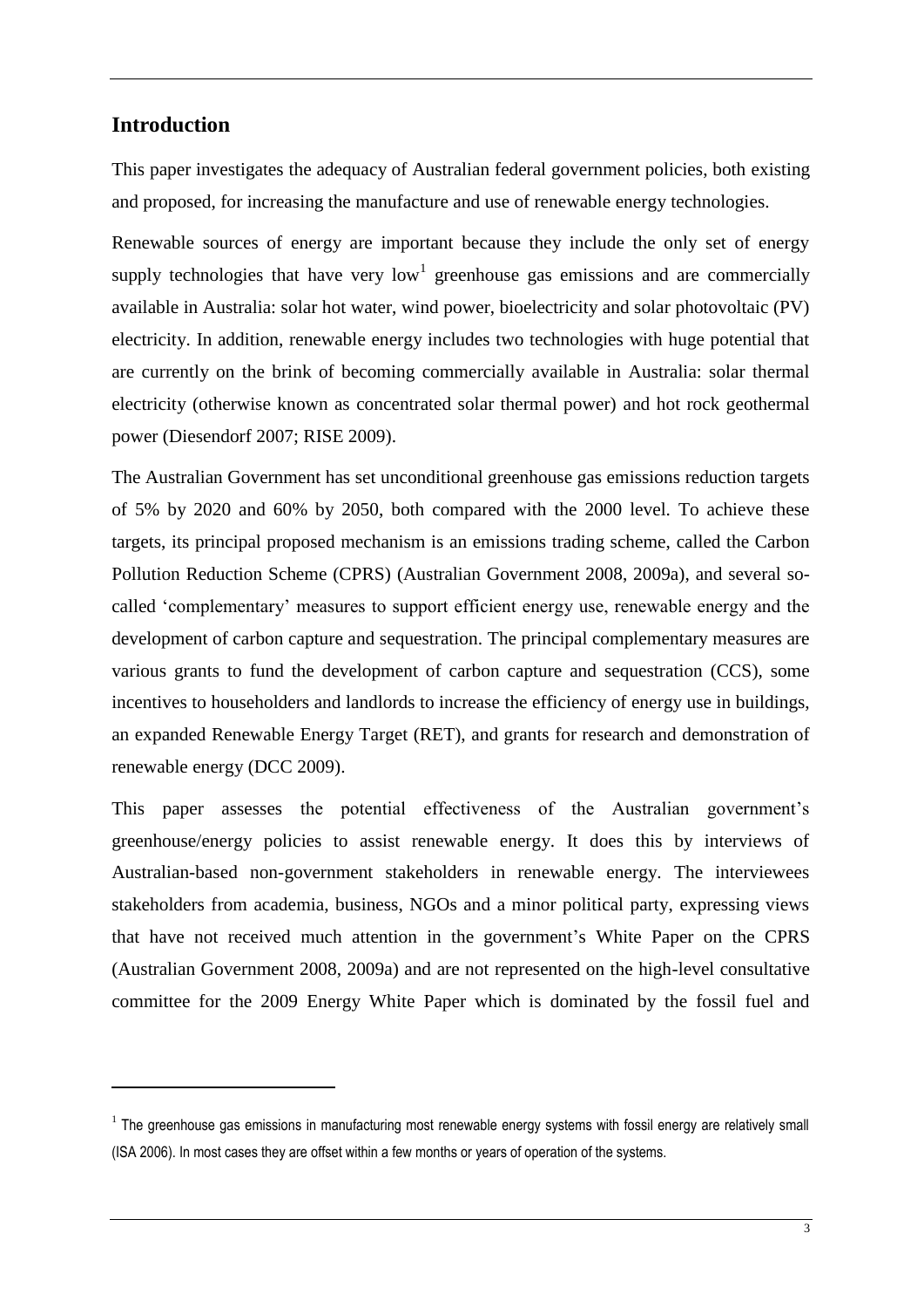## Introduction

This paper investigates the adequacy of Australian federal government policies, both existing and proposed, for increasing the manufacture and use of renewable energy technologies.

Renewable sources of energy are important because they include the only set of energy supply technologies that have very low[1] greenhouse gas emissions and are commercially available in Australia: solar hot water, wind power, bioelectricity and solar photovoltaic (PV) electricity. In addition, renewable energy includes two technologies with huge potential that are currently on the brink of becoming commercially available in Australia: solar thermal electricity (otherwise known as concentrated solar thermal power) and hot rock geothermal power (Diesendorf 2007; RISE 2009).

The Australian Government has set unconditional greenhouse gas emissions reduction targets of 5% by 2020 and 60% by 2050, both compared with the 2000 level. To achieve these targets, its principal proposed mechanism is an emissions trading scheme, called the Carbon Pollution Reduction Scheme (CPRS) (Australian Government 2008, 2009a), and several so-called 'complementary' measures to support efficient energy use, renewable energy and the development of carbon capture and sequestration. The principal complementary measures are various grants to fund the development of carbon capture and sequestration (CCS), some incentives to householders and landlords to increase the efficiency of energy use in buildings, an expanded Renewable Energy Target (RET), and grants for research and demonstration of renewable energy (DCC 2009).

This paper assesses the potential effectiveness of the Australian government's greenhouse/energy policies to assist renewable energy. It does this by interviews of Australian-based non-government stakeholders in renewable energy. The interviewees stakeholders from academia, business, NGOs and a minor political party, expressing views that have not received much attention in the government's White Paper on the CPRS (Australian Government 2008, 2009a) and are not represented on the high-level consultative committee for the 2009 Energy White Paper which is dominated by the fossil fuel and

[1] The greenhouse gas emissions in manufacturing most renewable energy systems with fossil energy are relatively small (ISA 2006). In most cases they are offset within a few months or years of operation of the systems.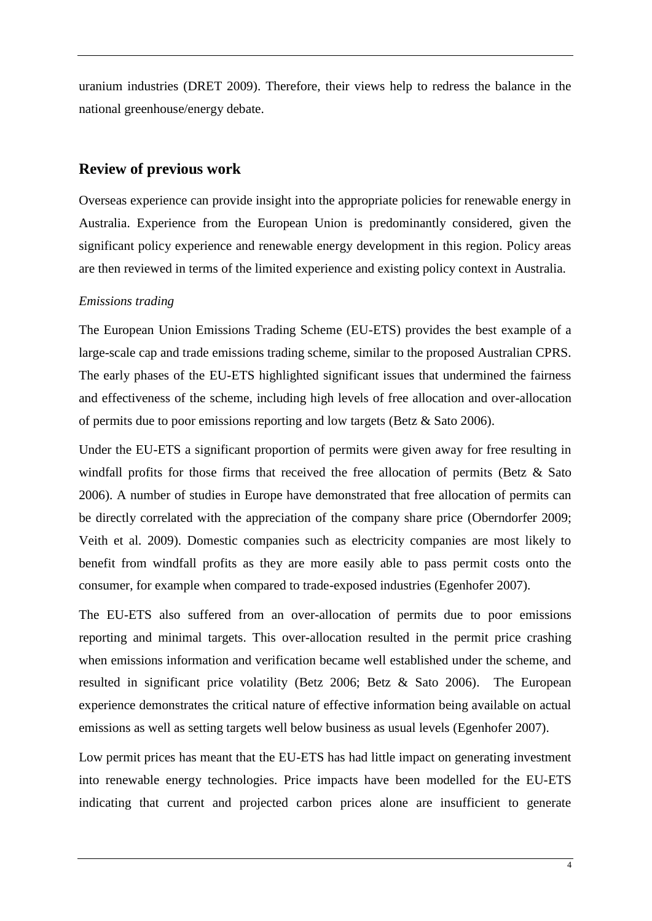uranium industries (DRET 2009). Therefore, their views help to redress the balance in the national greenhouse/energy debate.

## Review of previous work

Overseas experience can provide insight into the appropriate policies for renewable energy in Australia. Experience from the European Union is predominantly considered, given the significant policy experience and renewable energy development in this region. Policy areas are then reviewed in terms of the limited experience and existing policy context in Australia.

*Emissions trading*

The European Union Emissions Trading Scheme (EU-ETS) provides the best example of a large-scale cap and trade emissions trading scheme, similar to the proposed Australian CPRS. The early phases of the EU-ETS highlighted significant issues that undermined the fairness and effectiveness of the scheme, including high levels of free allocation and over-allocation of permits due to poor emissions reporting and low targets (Betz & Sato 2006).

Under the EU-ETS a significant proportion of permits were given away for free resulting in windfall profits for those firms that received the free allocation of permits (Betz & Sato 2006). A number of studies in Europe have demonstrated that free allocation of permits can be directly correlated with the appreciation of the company share price (Oberndorfer 2009; Veith et al. 2009). Domestic companies such as electricity companies are most likely to benefit from windfall profits as they are more easily able to pass permit costs onto the consumer, for example when compared to trade-exposed industries (Egenhofer 2007).

The EU-ETS also suffered from an over-allocation of permits due to poor emissions reporting and minimal targets. This over-allocation resulted in the permit price crashing when emissions information and verification became well established under the scheme, and resulted in significant price volatility (Betz 2006; Betz & Sato 2006). The European experience demonstrates the critical nature of effective information being available on actual emissions as well as setting targets well below business as usual levels (Egenhofer 2007).

Low permit prices has meant that the EU-ETS has had little impact on generating investment into renewable energy technologies. Price impacts have been modelled for the EU-ETS indicating that current and projected carbon prices alone are insufficient to generate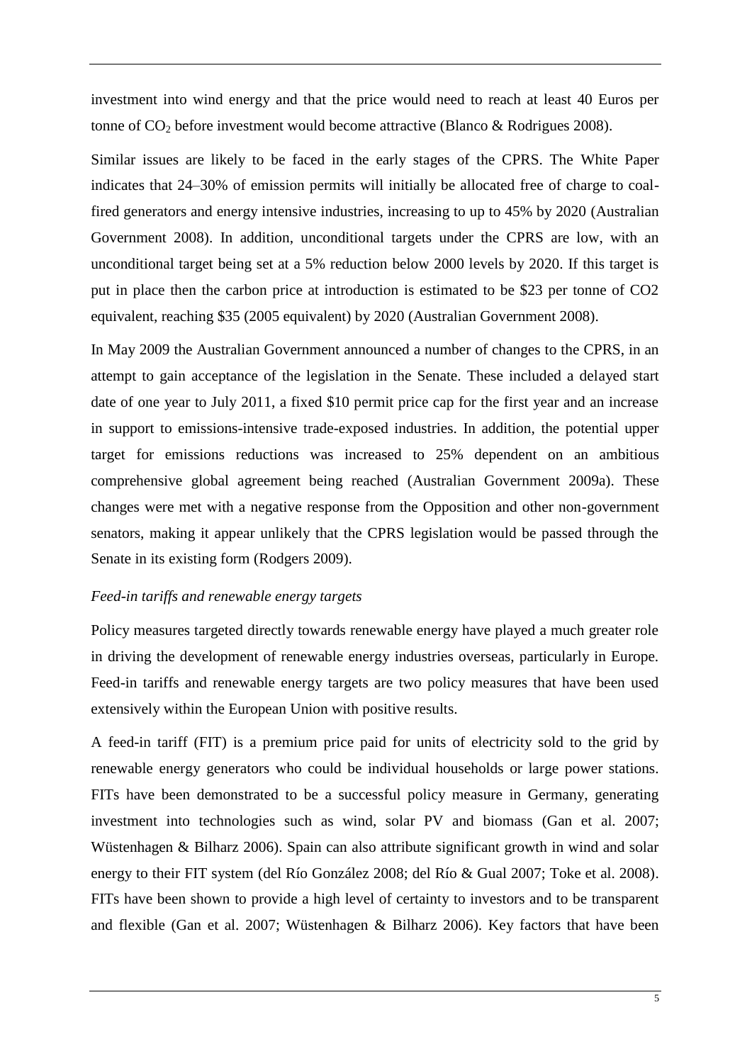investment into wind energy and that the price would need to reach at least 40 Euros per tonne of $CO_2$ before investment would become attractive (Blanco & Rodrigues 2008).

Similar issues are likely to be faced in the early stages of the CPRS. The White Paper indicates that 24–30% of emission permits will initially be allocated free of charge to coal-fired generators and energy intensive industries, increasing to up to 45% by 2020 (Australian Government 2008). In addition, unconditional targets under the CPRS are low, with an unconditional target being set at a 5% reduction below 2000 levels by 2020. If this target is put in place then the carbon price at introduction is estimated to be \$23 per tonne of CO2 equivalent, reaching \$35 (2005 equivalent) by 2020 (Australian Government 2008).

In May 2009 the Australian Government announced a number of changes to the CPRS, in an attempt to gain acceptance of the legislation in the Senate. These included a delayed start date of one year to July 2011, a fixed \$10 permit price cap for the first year and an increase in support to emissions-intensive trade-exposed industries. In addition, the potential upper target for emissions reductions was increased to 25% dependent on an ambitious comprehensive global agreement being reached (Australian Government 2009a). These changes were met with a negative response from the Opposition and other non-government senators, making it appear unlikely that the CPRS legislation would be passed through the Senate in its existing form (Rodgers 2009).

*Feed-in tariffs and renewable energy targets*

Policy measures targeted directly towards renewable energy have played a much greater role in driving the development of renewable energy industries overseas, particularly in Europe. Feed-in tariffs and renewable energy targets are two policy measures that have been used extensively within the European Union with positive results.

A feed-in tariff (FIT) is a premium price paid for units of electricity sold to the grid by renewable energy generators who could be individual households or large power stations. FITs have been demonstrated to be a successful policy measure in Germany, generating investment into technologies such as wind, solar PV and biomass (Gan et al. 2007; Wüstenhagen & Bilharz 2006). Spain can also attribute significant growth in wind and solar energy to their FIT system (del Río González 2008; del Río & Gual 2007; Toke et al. 2008). FITs have been shown to provide a high level of certainty to investors and to be transparent and flexible (Gan et al. 2007; Wüstenhagen & Bilharz 2006). Key factors that have been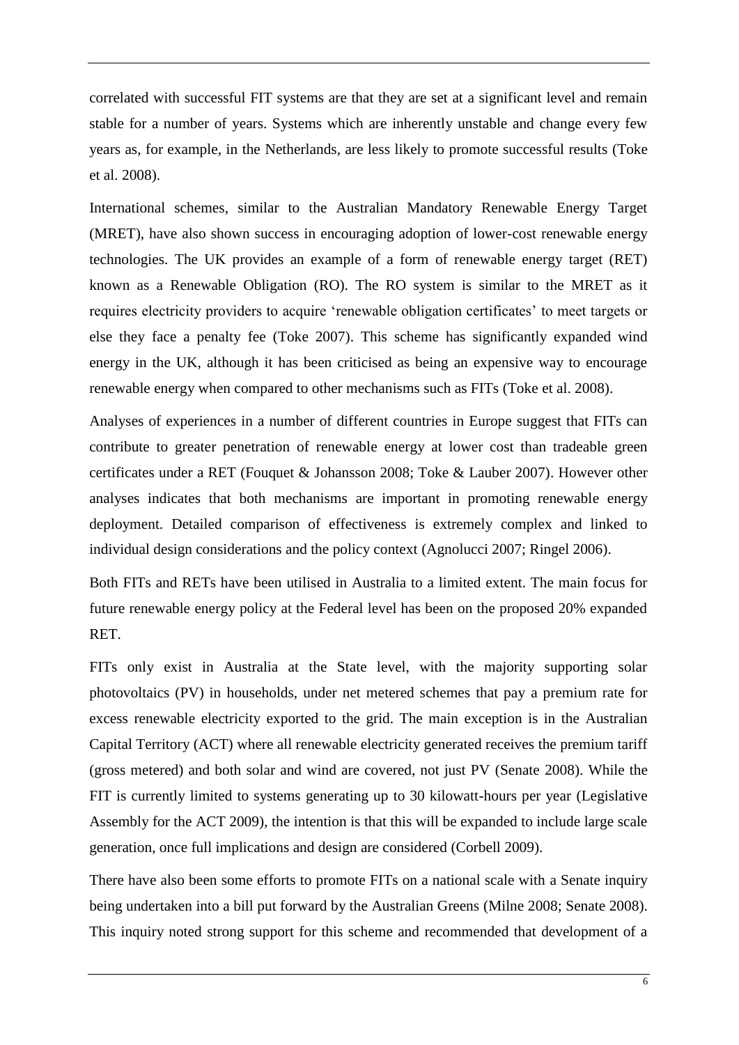correlated with successful FIT systems are that they are set at a significant level and remain stable for a number of years. Systems which are inherently unstable and change every few years as, for example, in the Netherlands, are less likely to promote successful results (Toke et al. 2008).

International schemes, similar to the Australian Mandatory Renewable Energy Target (MRET), have also shown success in encouraging adoption of lower-cost renewable energy technologies. The UK provides an example of a form of renewable energy target (RET) known as a Renewable Obligation (RO). The RO system is similar to the MRET as it requires electricity providers to acquire 'renewable obligation certificates' to meet targets or else they face a penalty fee (Toke 2007). This scheme has significantly expanded wind energy in the UK, although it has been criticised as being an expensive way to encourage renewable energy when compared to other mechanisms such as FITs (Toke et al. 2008).

Analyses of experiences in a number of different countries in Europe suggest that FITs can contribute to greater penetration of renewable energy at lower cost than tradeable green certificates under a RET (Fouquet & Johansson 2008; Toke & Lauber 2007). However other analyses indicates that both mechanisms are important in promoting renewable energy deployment. Detailed comparison of effectiveness is extremely complex and linked to individual design considerations and the policy context (Agnolucci 2007; Ringel 2006).

Both FITs and RETs have been utilised in Australia to a limited extent. The main focus for future renewable energy policy at the Federal level has been on the proposed 20% expanded RET.

FITs only exist in Australia at the State level, with the majority supporting solar photovoltaics (PV) in households, under net metered schemes that pay a premium rate for excess renewable electricity exported to the grid. The main exception is in the Australian Capital Territory (ACT) where all renewable electricity generated receives the premium tariff (gross metered) and both solar and wind are covered, not just PV (Senate 2008). While the FIT is currently limited to systems generating up to 30 kilowatt-hours per year (Legislative Assembly for the ACT 2009), the intention is that this will be expanded to include large scale generation, once full implications and design are considered (Corbell 2009).

There have also been some efforts to promote FITs on a national scale with a Senate inquiry being undertaken into a bill put forward by the Australian Greens (Milne 2008; Senate 2008). This inquiry noted strong support for this scheme and recommended that development of a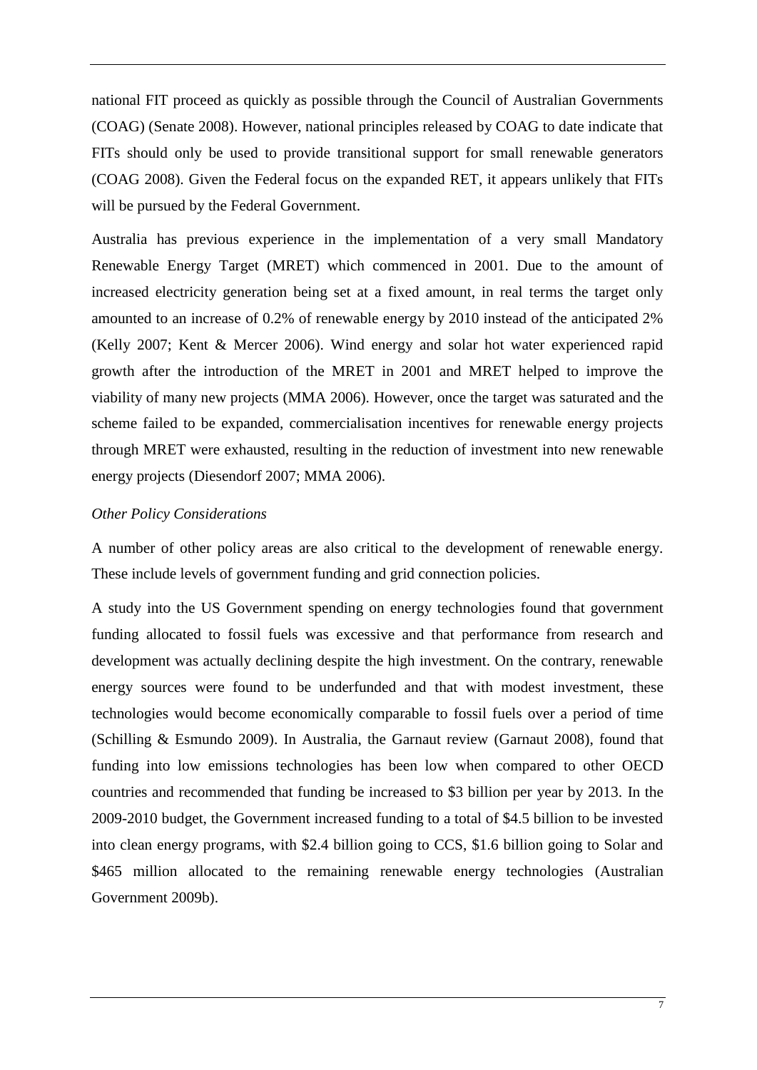national FIT proceed as quickly as possible through the Council of Australian Governments (COAG) (Senate 2008). However, national principles released by COAG to date indicate that FITs should only be used to provide transitional support for small renewable generators (COAG 2008). Given the Federal focus on the expanded RET, it appears unlikely that FITs will be pursued by the Federal Government.

Australia has previous experience in the implementation of a very small Mandatory Renewable Energy Target (MRET) which commenced in 2001. Due to the amount of increased electricity generation being set at a fixed amount, in real terms the target only amounted to an increase of 0.2% of renewable energy by 2010 instead of the anticipated 2% (Kelly 2007; Kent & Mercer 2006). Wind energy and solar hot water experienced rapid growth after the introduction of the MRET in 2001 and MRET helped to improve the viability of many new projects (MMA 2006). However, once the target was saturated and the scheme failed to be expanded, commercialisation incentives for renewable energy projects through MRET were exhausted, resulting in the reduction of investment into new renewable energy projects (Diesendorf 2007; MMA 2006).

*Other Policy Considerations*

A number of other policy areas are also critical to the development of renewable energy. These include levels of government funding and grid connection policies.

A study into the US Government spending on energy technologies found that government funding allocated to fossil fuels was excessive and that performance from research and development was actually declining despite the high investment. On the contrary, renewable energy sources were found to be underfunded and that with modest investment, these technologies would become economically comparable to fossil fuels over a period of time (Schilling & Esmundo 2009). In Australia, the Garnaut review (Garnaut 2008), found that funding into low emissions technologies has been low when compared to other OECD countries and recommended that funding be increased to $3 billion per year by 2013. In the 2009-2010 budget, the Government increased funding to a total of $4.5 billion to be invested into clean energy programs, with $2.4 billion going to CCS, $1.6 billion going to Solar and $465 million allocated to the remaining renewable energy technologies (Australian Government 2009b).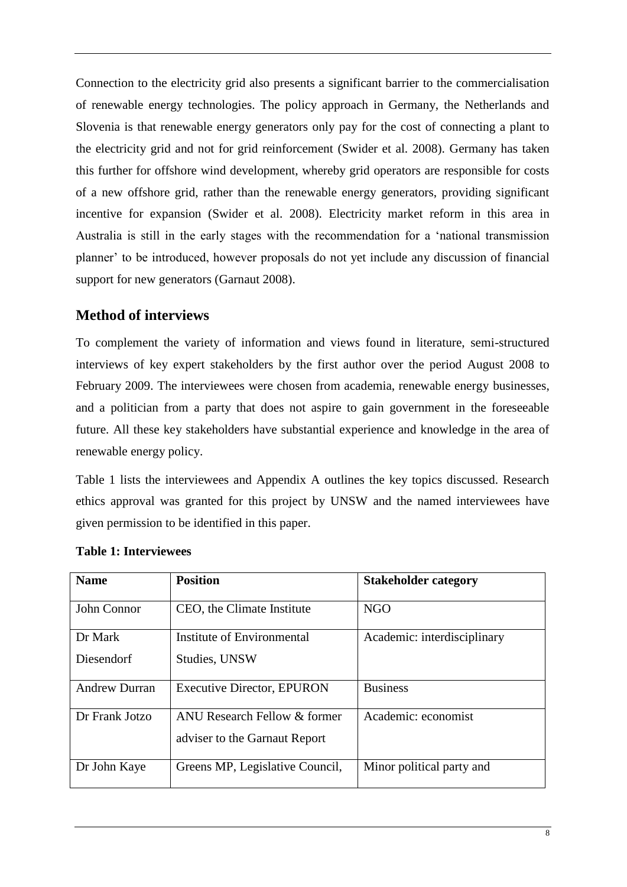Connection to the electricity grid also presents a significant barrier to the commercialisation of renewable energy technologies. The policy approach in Germany, the Netherlands and Slovenia is that renewable energy generators only pay for the cost of connecting a plant to the electricity grid and not for grid reinforcement (Swider et al. 2008). Germany has taken this further for offshore wind development, whereby grid operators are responsible for costs of a new offshore grid, rather than the renewable energy generators, providing significant incentive for expansion (Swider et al. 2008). Electricity market reform in this area in Australia is still in the early stages with the recommendation for a 'national transmission planner' to be introduced, however proposals do not yet include any discussion of financial support for new generators (Garnaut 2008).

## Method of interviews

To complement the variety of information and views found in literature, semi-structured interviews of key expert stakeholders by the first author over the period August 2008 to February 2009. The interviewees were chosen from academia, renewable energy businesses, and a politician from a party that does not aspire to gain government in the foreseeable future. All these key stakeholders have substantial experience and knowledge in the area of renewable energy policy.

Table 1 lists the interviewees and Appendix A outlines the key topics discussed. Research ethics approval was granted for this project by UNSW and the named interviewees have given permission to be identified in this paper.

**Table 1: Interviewees**

| Name | Position | Stakeholder category |
|---|---|---|
| John Connor | CEO, the Climate Institute | NGO |
| Dr Mark Diesendorf | Institute of Environmental Studies, UNSW | Academic: interdisciplinary |
| Andrew Durran | Executive Director, EPURON | Business |
| Dr Frank Jotzo | ANU Research Fellow & former adviser to the Garnaut Report | Academic: economist |
| Dr John Kaye | Greens MP, Legislative Council, | Minor political party and |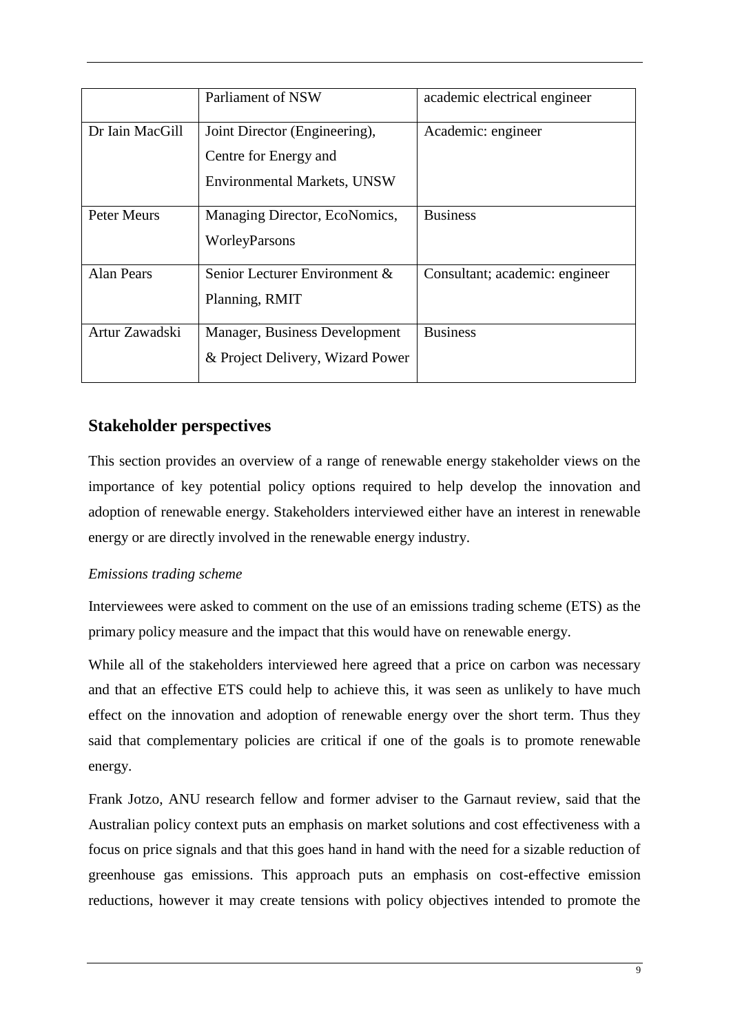|  | Parliament of NSW | academic electrical engineer |
|---|---|---|
| Dr Iain MacGill | Joint Director (Engineering), Centre for Energy and Environmental Markets, UNSW | Academic: engineer |
| Peter Meurs | Managing Director, EcoNomics, WorleyParsons | Business |
| Alan Pears | Senior Lecturer Environment & Planning, RMIT | Consultant; academic: engineer |
| Artur Zawadski | Manager, Business Development & Project Delivery, Wizard Power | Business |

## Stakeholder perspectives

This section provides an overview of a range of renewable energy stakeholder views on the importance of key potential policy options required to help develop the innovation and adoption of renewable energy. Stakeholders interviewed either have an interest in renewable energy or are directly involved in the renewable energy industry.

*Emissions trading scheme*

Interviewees were asked to comment on the use of an emissions trading scheme (ETS) as the primary policy measure and the impact that this would have on renewable energy.

While all of the stakeholders interviewed here agreed that a price on carbon was necessary and that an effective ETS could help to achieve this, it was seen as unlikely to have much effect on the innovation and adoption of renewable energy over the short term. Thus they said that complementary policies are critical if one of the goals is to promote renewable energy.

Frank Jotzo, ANU research fellow and former adviser to the Garnaut review, said that the Australian policy context puts an emphasis on market solutions and cost effectiveness with a focus on price signals and that this goes hand in hand with the need for a sizable reduction of greenhouse gas emissions. This approach puts an emphasis on cost-effective emission reductions, however it may create tensions with policy objectives intended to promote the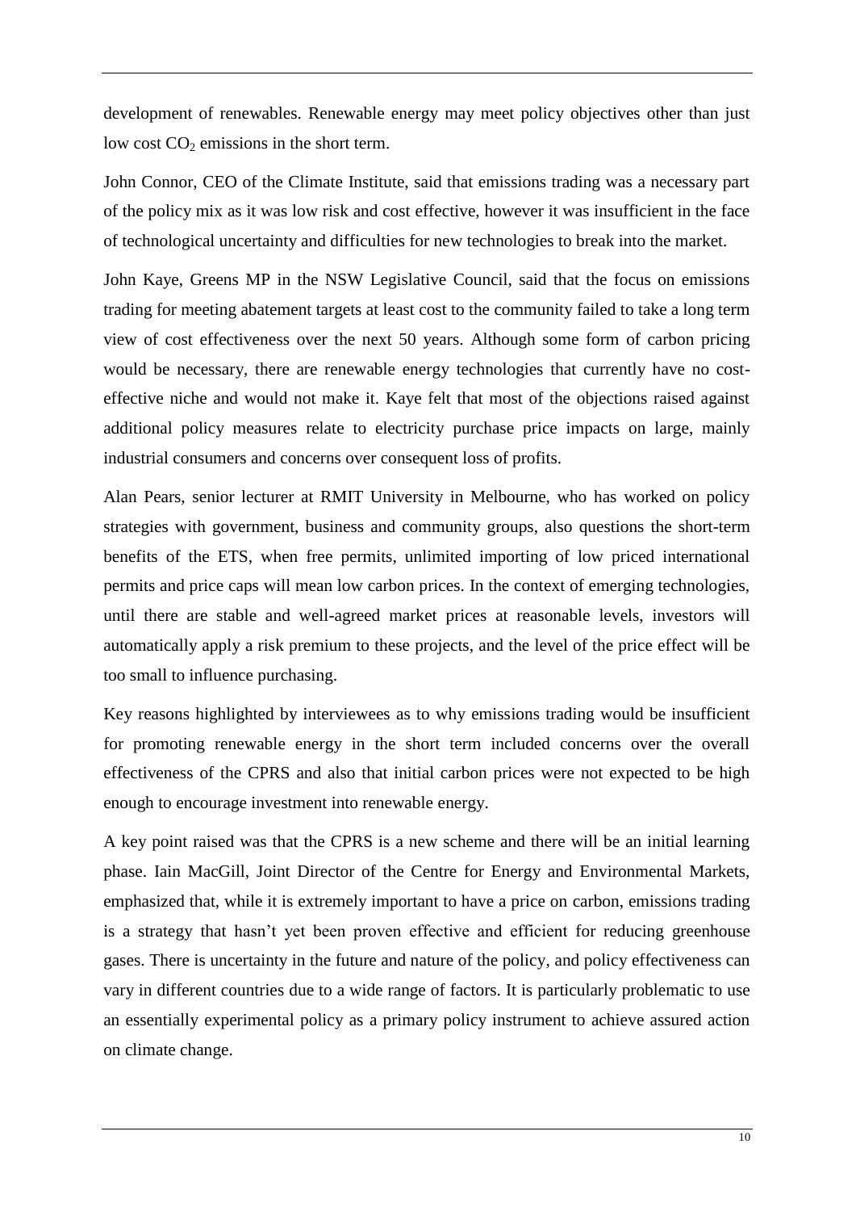development of renewables. Renewable energy may meet policy objectives other than just low cost $CO_2$ emissions in the short term.

John Connor, CEO of the Climate Institute, said that emissions trading was a necessary part of the policy mix as it was low risk and cost effective, however it was insufficient in the face of technological uncertainty and difficulties for new technologies to break into the market.

John Kaye, Greens MP in the NSW Legislative Council, said that the focus on emissions trading for meeting abatement targets at least cost to the community failed to take a long term view of cost effectiveness over the next 50 years. Although some form of carbon pricing would be necessary, there are renewable energy technologies that currently have no cost-effective niche and would not make it. Kaye felt that most of the objections raised against additional policy measures relate to electricity purchase price impacts on large, mainly industrial consumers and concerns over consequent loss of profits.

Alan Pears, senior lecturer at RMIT University in Melbourne, who has worked on policy strategies with government, business and community groups, also questions the short-term benefits of the ETS, when free permits, unlimited importing of low priced international permits and price caps will mean low carbon prices. In the context of emerging technologies, until there are stable and well-agreed market prices at reasonable levels, investors will automatically apply a risk premium to these projects, and the level of the price effect will be too small to influence purchasing.

Key reasons highlighted by interviewees as to why emissions trading would be insufficient for promoting renewable energy in the short term included concerns over the overall effectiveness of the CPRS and also that initial carbon prices were not expected to be high enough to encourage investment into renewable energy.

A key point raised was that the CPRS is a new scheme and there will be an initial learning phase. Iain MacGill, Joint Director of the Centre for Energy and Environmental Markets, emphasized that, while it is extremely important to have a price on carbon, emissions trading is a strategy that hasn't yet been proven effective and efficient for reducing greenhouse gases. There is uncertainty in the future and nature of the policy, and policy effectiveness can vary in different countries due to a wide range of factors. It is particularly problematic to use an essentially experimental policy as a primary policy instrument to achieve assured action on climate change.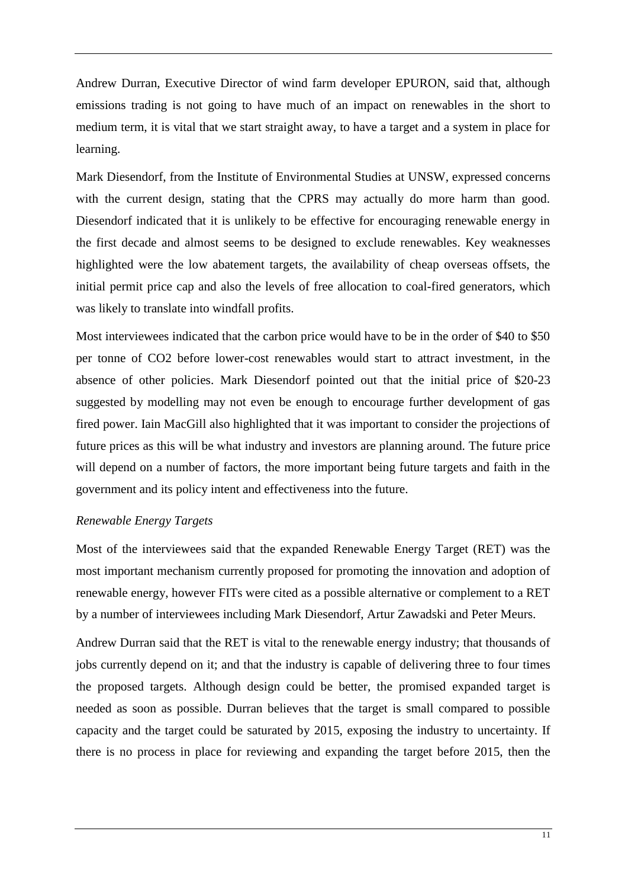Andrew Durran, Executive Director of wind farm developer EPURON, said that, although emissions trading is not going to have much of an impact on renewables in the short to medium term, it is vital that we start straight away, to have a target and a system in place for learning.

Mark Diesendorf, from the Institute of Environmental Studies at UNSW, expressed concerns with the current design, stating that the CPRS may actually do more harm than good. Diesendorf indicated that it is unlikely to be effective for encouraging renewable energy in the first decade and almost seems to be designed to exclude renewables. Key weaknesses highlighted were the low abatement targets, the availability of cheap overseas offsets, the initial permit price cap and also the levels of free allocation to coal-fired generators, which was likely to translate into windfall profits.

Most interviewees indicated that the carbon price would have to be in the order of \$40 to \$50 per tonne of $CO_2$ before lower-cost renewables would start to attract investment, in the absence of other policies. Mark Diesendorf pointed out that the initial price of \$20-23 suggested by modelling may not even be enough to encourage further development of gas fired power. Iain MacGill also highlighted that it was important to consider the projections of future prices as this will be what industry and investors are planning around. The future price will depend on a number of factors, the more important being future targets and faith in the government and its policy intent and effectiveness into the future.

*Renewable Energy Targets*

Most of the interviewees said that the expanded Renewable Energy Target (RET) was the most important mechanism currently proposed for promoting the innovation and adoption of renewable energy, however FITs were cited as a possible alternative or complement to a RET by a number of interviewees including Mark Diesendorf, Artur Zawadski and Peter Meurs.

Andrew Durran said that the RET is vital to the renewable energy industry; that thousands of jobs currently depend on it; and that the industry is capable of delivering three to four times the proposed targets. Although design could be better, the promised expanded target is needed as soon as possible. Durran believes that the target is small compared to possible capacity and the target could be saturated by 2015, exposing the industry to uncertainty. If there is no process in place for reviewing and expanding the target before 2015, then the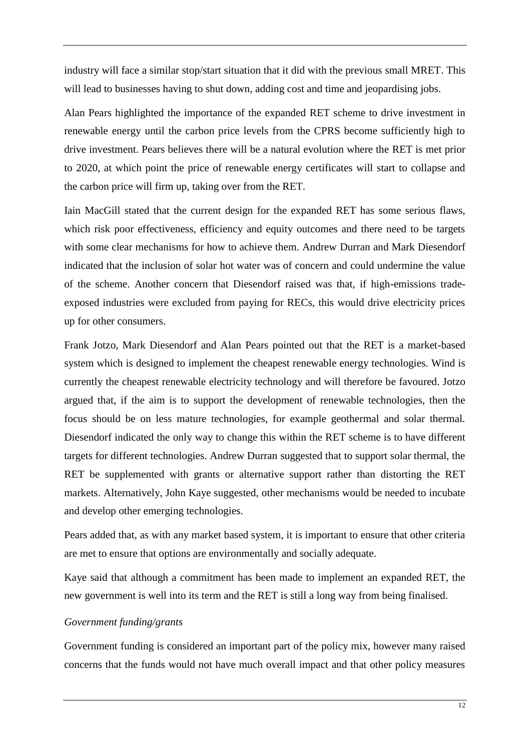industry will face a similar stop/start situation that it did with the previous small MRET. This will lead to businesses having to shut down, adding cost and time and jeopardising jobs.

Alan Pears highlighted the importance of the expanded RET scheme to drive investment in renewable energy until the carbon price levels from the CPRS become sufficiently high to drive investment. Pears believes there will be a natural evolution where the RET is met prior to 2020, at which point the price of renewable energy certificates will start to collapse and the carbon price will firm up, taking over from the RET.

Iain MacGill stated that the current design for the expanded RET has some serious flaws, which risk poor effectiveness, efficiency and equity outcomes and there need to be targets with some clear mechanisms for how to achieve them. Andrew Durran and Mark Diesendorf indicated that the inclusion of solar hot water was of concern and could undermine the value of the scheme. Another concern that Diesendorf raised was that, if high-emissions trade-exposed industries were excluded from paying for RECs, this would drive electricity prices up for other consumers.

Frank Jotzo, Mark Diesendorf and Alan Pears pointed out that the RET is a market-based system which is designed to implement the cheapest renewable energy technologies. Wind is currently the cheapest renewable electricity technology and will therefore be favoured. Jotzo argued that, if the aim is to support the development of renewable technologies, then the focus should be on less mature technologies, for example geothermal and solar thermal. Diesendorf indicated the only way to change this within the RET scheme is to have different targets for different technologies. Andrew Durran suggested that to support solar thermal, the RET be supplemented with grants or alternative support rather than distorting the RET markets. Alternatively, John Kaye suggested, other mechanisms would be needed to incubate and develop other emerging technologies.

Pears added that, as with any market based system, it is important to ensure that other criteria are met to ensure that options are environmentally and socially adequate.

Kaye said that although a commitment has been made to implement an expanded RET, the new government is well into its term and the RET is still a long way from being finalised.

*Government funding/grants*

Government funding is considered an important part of the policy mix, however many raised concerns that the funds would not have much overall impact and that other policy measures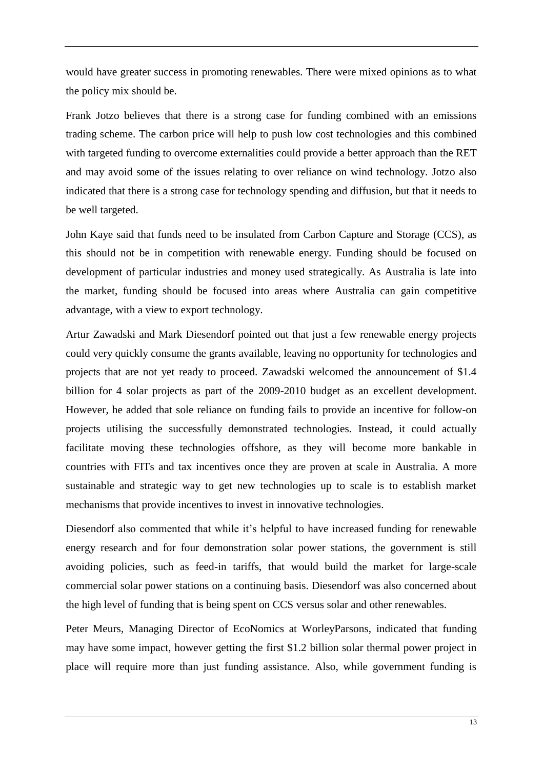would have greater success in promoting renewables. There were mixed opinions as to what the policy mix should be.

Frank Jotzo believes that there is a strong case for funding combined with an emissions trading scheme. The carbon price will help to push low cost technologies and this combined with targeted funding to overcome externalities could provide a better approach than the RET and may avoid some of the issues relating to over reliance on wind technology. Jotzo also indicated that there is a strong case for technology spending and diffusion, but that it needs to be well targeted.

John Kaye said that funds need to be insulated from Carbon Capture and Storage (CCS), as this should not be in competition with renewable energy. Funding should be focused on development of particular industries and money used strategically. As Australia is late into the market, funding should be focused into areas where Australia can gain competitive advantage, with a view to export technology.

Artur Zawadski and Mark Diesendorf pointed out that just a few renewable energy projects could very quickly consume the grants available, leaving no opportunity for technologies and projects that are not yet ready to proceed. Zawadski welcomed the announcement of $1.4 billion for 4 solar projects as part of the 2009-2010 budget as an excellent development. However, he added that sole reliance on funding fails to provide an incentive for follow-on projects utilising the successfully demonstrated technologies. Instead, it could actually facilitate moving these technologies offshore, as they will become more bankable in countries with FITs and tax incentives once they are proven at scale in Australia. A more sustainable and strategic way to get new technologies up to scale is to establish market mechanisms that provide incentives to invest in innovative technologies.

Diesendorf also commented that while it's helpful to have increased funding for renewable energy research and for four demonstration solar power stations, the government is still avoiding policies, such as feed-in tariffs, that would build the market for large-scale commercial solar power stations on a continuing basis. Diesendorf was also concerned about the high level of funding that is being spent on CCS versus solar and other renewables.

Peter Meurs, Managing Director of EcoNomics at WorleyParsons, indicated that funding may have some impact, however getting the first $1.2 billion solar thermal power project in place will require more than just funding assistance. Also, while government funding is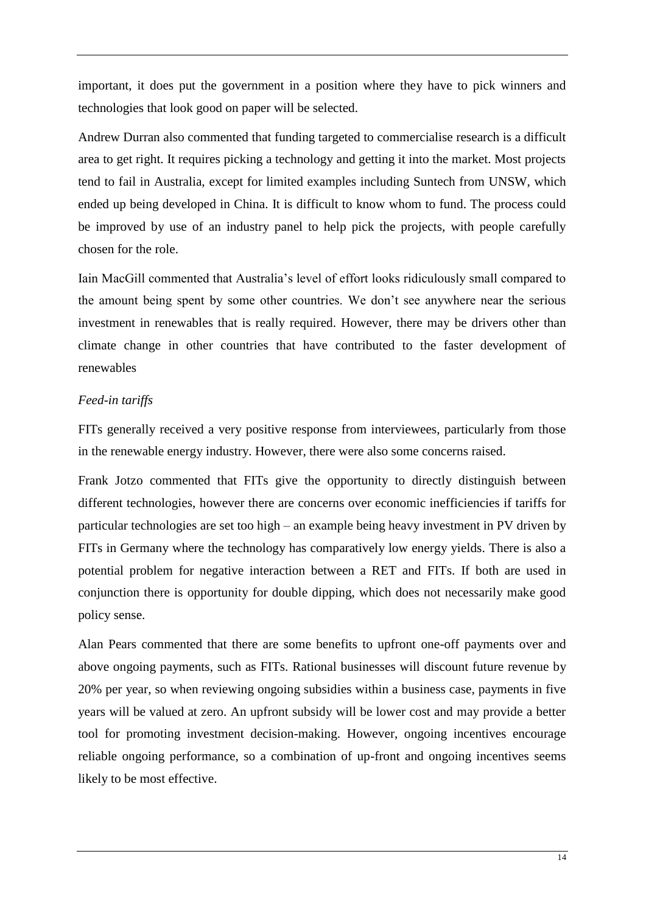important, it does put the government in a position where they have to pick winners and technologies that look good on paper will be selected.

Andrew Durran also commented that funding targeted to commercialise research is a difficult area to get right. It requires picking a technology and getting it into the market. Most projects tend to fail in Australia, except for limited examples including Suntech from UNSW, which ended up being developed in China. It is difficult to know whom to fund. The process could be improved by use of an industry panel to help pick the projects, with people carefully chosen for the role.

Iain MacGill commented that Australia's level of effort looks ridiculously small compared to the amount being spent by some other countries. We don't see anywhere near the serious investment in renewables that is really required. However, there may be drivers other than climate change in other countries that have contributed to the faster development of renewables

*Feed-in tariffs*

FITs generally received a very positive response from interviewees, particularly from those in the renewable energy industry. However, there were also some concerns raised.

Frank Jotzo commented that FITs give the opportunity to directly distinguish between different technologies, however there are concerns over economic inefficiencies if tariffs for particular technologies are set too high – an example being heavy investment in PV driven by FITs in Germany where the technology has comparatively low energy yields. There is also a potential problem for negative interaction between a RET and FITs. If both are used in conjunction there is opportunity for double dipping, which does not necessarily make good policy sense.

Alan Pears commented that there are some benefits to upfront one-off payments over and above ongoing payments, such as FITs. Rational businesses will discount future revenue by 20% per year, so when reviewing ongoing subsidies within a business case, payments in five years will be valued at zero. An upfront subsidy will be lower cost and may provide a better tool for promoting investment decision-making. However, ongoing incentives encourage reliable ongoing performance, so a combination of up-front and ongoing incentives seems likely to be most effective.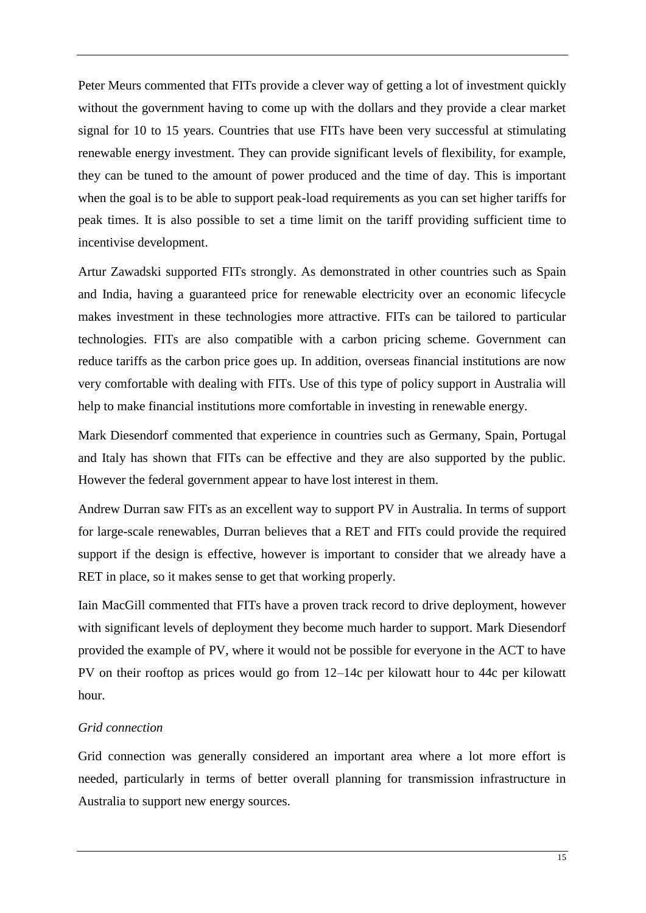Peter Meurs commented that FITs provide a clever way of getting a lot of investment quickly without the government having to come up with the dollars and they provide a clear market signal for 10 to 15 years. Countries that use FITs have been very successful at stimulating renewable energy investment. They can provide significant levels of flexibility, for example, they can be tuned to the amount of power produced and the time of day. This is important when the goal is to be able to support peak-load requirements as you can set higher tariffs for peak times. It is also possible to set a time limit on the tariff providing sufficient time to incentivise development.

Artur Zawadski supported FITs strongly. As demonstrated in other countries such as Spain and India, having a guaranteed price for renewable electricity over an economic lifecycle makes investment in these technologies more attractive. FITs can be tailored to particular technologies. FITs are also compatible with a carbon pricing scheme. Government can reduce tariffs as the carbon price goes up. In addition, overseas financial institutions are now very comfortable with dealing with FITs. Use of this type of policy support in Australia will help to make financial institutions more comfortable in investing in renewable energy.

Mark Diesendorf commented that experience in countries such as Germany, Spain, Portugal and Italy has shown that FITs can be effective and they are also supported by the public. However the federal government appear to have lost interest in them.

Andrew Durran saw FITs as an excellent way to support PV in Australia. In terms of support for large-scale renewables, Durran believes that a RET and FITs could provide the required support if the design is effective, however is important to consider that we already have a RET in place, so it makes sense to get that working properly.

Iain MacGill commented that FITs have a proven track record to drive deployment, however with significant levels of deployment they become much harder to support. Mark Diesendorf provided the example of PV, where it would not be possible for everyone in the ACT to have PV on their rooftop as prices would go from 12–14c per kilowatt hour to 44c per kilowatt hour.

*Grid connection*

Grid connection was generally considered an important area where a lot more effort is needed, particularly in terms of better overall planning for transmission infrastructure in Australia to support new energy sources.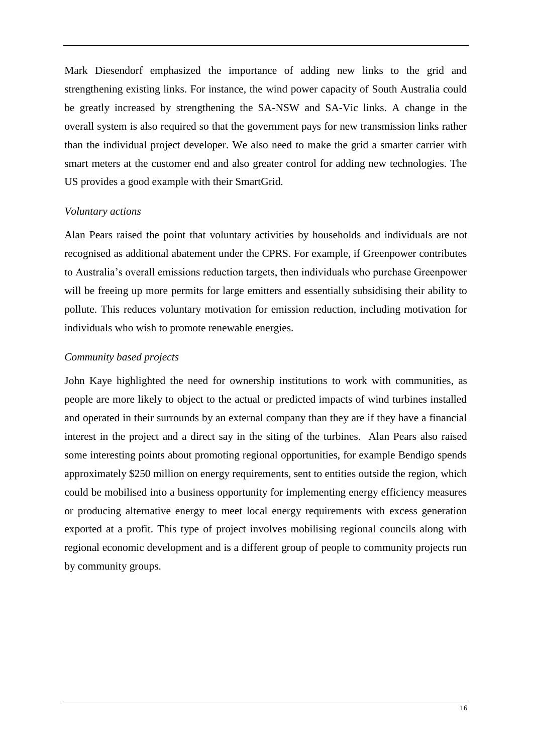Mark Diesendorf emphasized the importance of adding new links to the grid and strengthening existing links. For instance, the wind power capacity of South Australia could be greatly increased by strengthening the SA-NSW and SA-Vic links. A change in the overall system is also required so that the government pays for new transmission links rather than the individual project developer. We also need to make the grid a smarter carrier with smart meters at the customer end and also greater control for adding new technologies. The US provides a good example with their SmartGrid.

*Voluntary actions*

Alan Pears raised the point that voluntary activities by households and individuals are not recognised as additional abatement under the CPRS. For example, if Greenpower contributes to Australia's overall emissions reduction targets, then individuals who purchase Greenpower will be freeing up more permits for large emitters and essentially subsidising their ability to pollute. This reduces voluntary motivation for emission reduction, including motivation for individuals who wish to promote renewable energies.

*Community based projects*

John Kaye highlighted the need for ownership institutions to work with communities, as people are more likely to object to the actual or predicted impacts of wind turbines installed and operated in their surrounds by an external company than they are if they have a financial interest in the project and a direct say in the siting of the turbines. Alan Pears also raised some interesting points about promoting regional opportunities, for example Bendigo spends approximately $250 million on energy requirements, sent to entities outside the region, which could be mobilised into a business opportunity for implementing energy efficiency measures or producing alternative energy to meet local energy requirements with excess generation exported at a profit. This type of project involves mobilising regional councils along with regional economic development and is a different group of people to community projects run by community groups.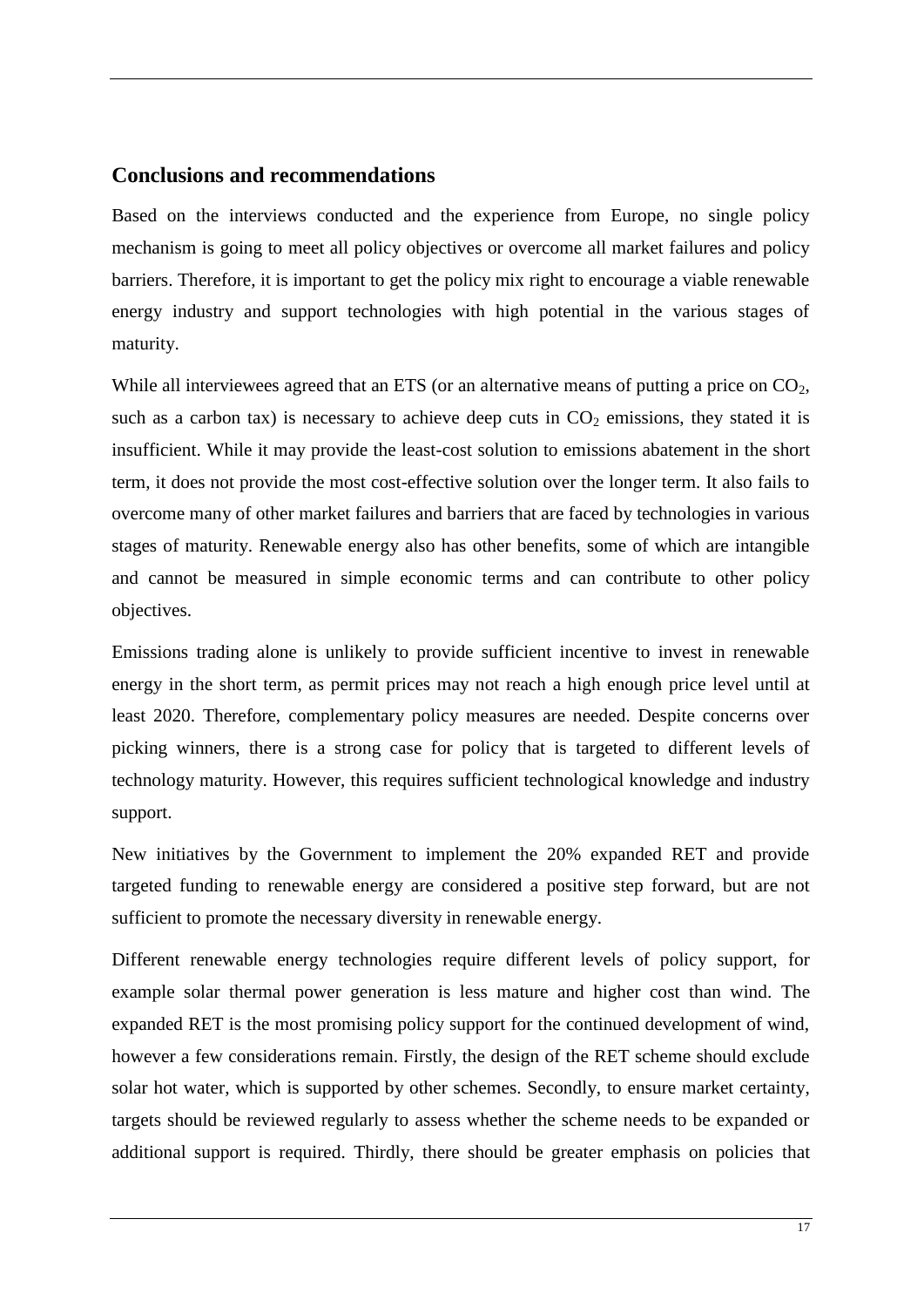## Conclusions and recommendations

Based on the interviews conducted and the experience from Europe, no single policy mechanism is going to meet all policy objectives or overcome all market failures and policy barriers. Therefore, it is important to get the policy mix right to encourage a viable renewable energy industry and support technologies with high potential in the various stages of maturity.

While all interviewees agreed that an ETS (or an alternative means of putting a price on $CO_2$, such as a carbon tax) is necessary to achieve deep cuts in $CO_2$ emissions, they stated it is insufficient. While it may provide the least-cost solution to emissions abatement in the short term, it does not provide the most cost-effective solution over the longer term. It also fails to overcome many of other market failures and barriers that are faced by technologies in various stages of maturity. Renewable energy also has other benefits, some of which are intangible and cannot be measured in simple economic terms and can contribute to other policy objectives.

Emissions trading alone is unlikely to provide sufficient incentive to invest in renewable energy in the short term, as permit prices may not reach a high enough price level until at least 2020. Therefore, complementary policy measures are needed. Despite concerns over picking winners, there is a strong case for policy that is targeted to different levels of technology maturity. However, this requires sufficient technological knowledge and industry support.

New initiatives by the Government to implement the 20% expanded RET and provide targeted funding to renewable energy are considered a positive step forward, but are not sufficient to promote the necessary diversity in renewable energy.

Different renewable energy technologies require different levels of policy support, for example solar thermal power generation is less mature and higher cost than wind. The expanded RET is the most promising policy support for the continued development of wind, however a few considerations remain. Firstly, the design of the RET scheme should exclude solar hot water, which is supported by other schemes. Secondly, to ensure market certainty, targets should be reviewed regularly to assess whether the scheme needs to be expanded or additional support is required. Thirdly, there should be greater emphasis on policies that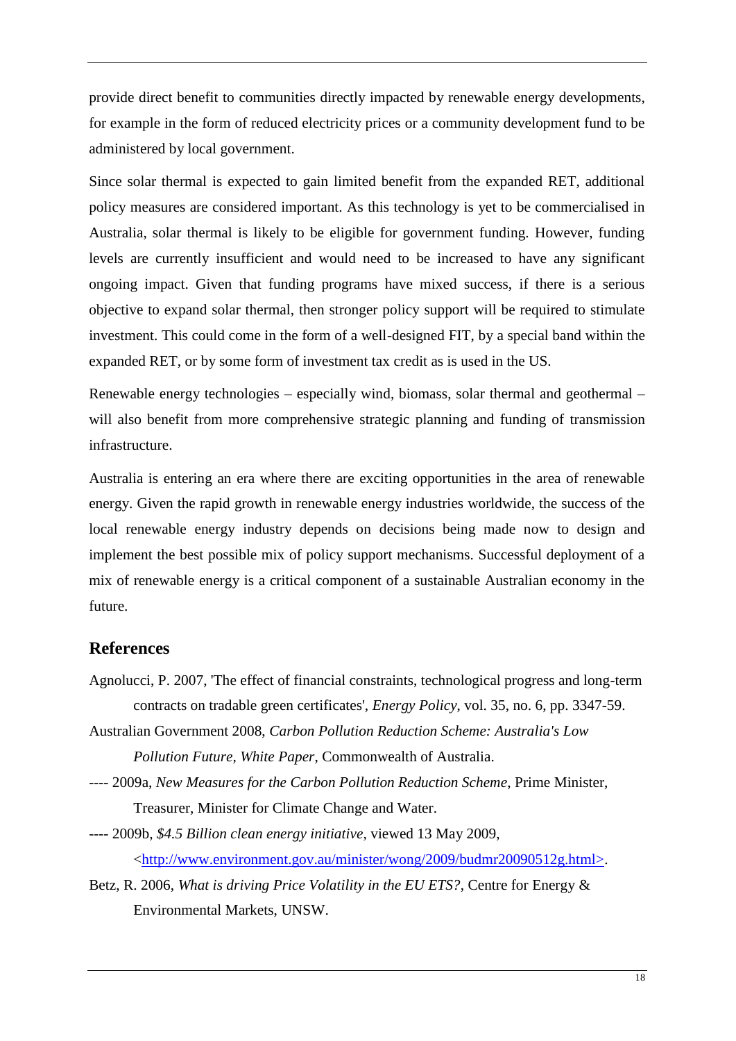provide direct benefit to communities directly impacted by renewable energy developments, for example in the form of reduced electricity prices or a community development fund to be administered by local government.

Since solar thermal is expected to gain limited benefit from the expanded RET, additional policy measures are considered important. As this technology is yet to be commercialised in Australia, solar thermal is likely to be eligible for government funding. However, funding levels are currently insufficient and would need to be increased to have any significant ongoing impact. Given that funding programs have mixed success, if there is a serious objective to expand solar thermal, then stronger policy support will be required to stimulate investment. This could come in the form of a well-designed FIT, by a special band within the expanded RET, or by some form of investment tax credit as is used in the US.

Renewable energy technologies – especially wind, biomass, solar thermal and geothermal – will also benefit from more comprehensive strategic planning and funding of transmission infrastructure.

Australia is entering an era where there are exciting opportunities in the area of renewable energy. Given the rapid growth in renewable energy industries worldwide, the success of the local renewable energy industry depends on decisions being made now to design and implement the best possible mix of policy support mechanisms. Successful deployment of a mix of renewable energy is a critical component of a sustainable Australian economy in the future.

## References

Agnolucci, P. 2007, 'The effect of financial constraints, technological progress and long-term contracts on tradable green certificates', *Energy Policy*, vol. 35, no. 6, pp. 3347-59.

Australian Government 2008, *Carbon Pollution Reduction Scheme: Australia's Low Pollution Future, White Paper*, Commonwealth of Australia.

---- 2009a, *New Measures for the Carbon Pollution Reduction Scheme*, Prime Minister, Treasurer, Minister for Climate Change and Water.

---- 2009b, *$4.5 Billion clean energy initiative*, viewed 13 May 2009, <http://www.environment.gov.au/minister/wong/2009/budmr20090512g.html>.

Betz, R. 2006, *What is driving Price Volatility in the EU ETS?*, Centre for Energy & Environmental Markets, UNSW.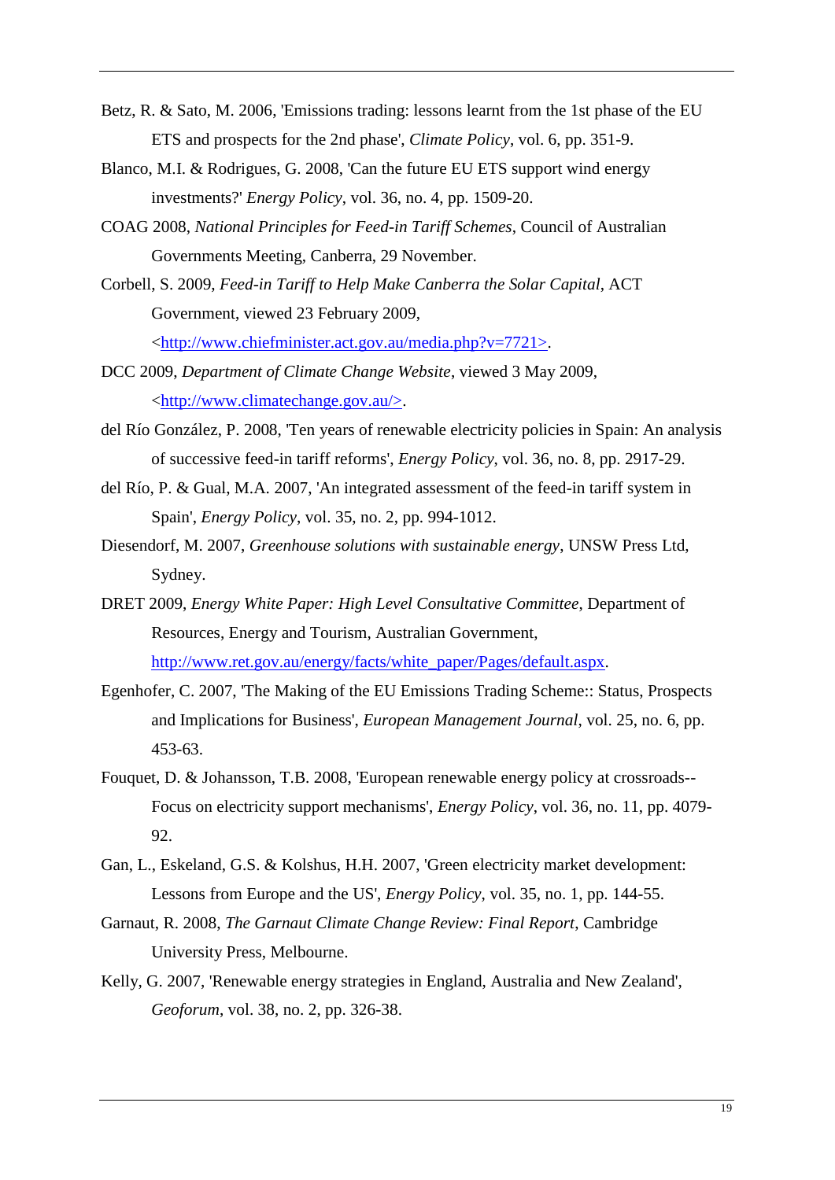Betz, R. & Sato, M. 2006, 'Emissions trading: lessons learnt from the 1st phase of the EU ETS and prospects for the 2nd phase', *Climate Policy*, vol. 6, pp. 351-9.

Blanco, M.I. & Rodrigues, G. 2008, 'Can the future EU ETS support wind energy investments?' *Energy Policy*, vol. 36, no. 4, pp. 1509-20.

COAG 2008, *National Principles for Feed-in Tariff Schemes*, Council of Australian Governments Meeting, Canberra, 29 November.

Corbell, S. 2009, *Feed-in Tariff to Help Make Canberra the Solar Capital*, ACT Government, viewed 23 February 2009, <http://www.chiefminister.act.gov.au/media.php?v=7721>.

DCC 2009, *Department of Climate Change Website*, viewed 3 May 2009, <http://www.climatechange.gov.au/>.

del Río González, P. 2008, 'Ten years of renewable electricity policies in Spain: An analysis of successive feed-in tariff reforms', *Energy Policy*, vol. 36, no. 8, pp. 2917-29.

del Río, P. & Gual, M.A. 2007, 'An integrated assessment of the feed-in tariff system in Spain', *Energy Policy*, vol. 35, no. 2, pp. 994-1012.

Diesendorf, M. 2007, *Greenhouse solutions with sustainable energy*, UNSW Press Ltd, Sydney.

DRET 2009, *Energy White Paper: High Level Consultative Committee*, Department of Resources, Energy and Tourism, Australian Government, http://www.ret.gov.au/energy/facts/white_paper/Pages/default.aspx.

Egenhofer, C. 2007, 'The Making of the EU Emissions Trading Scheme:: Status, Prospects and Implications for Business', *European Management Journal*, vol. 25, no. 6, pp. 453-63.

Fouquet, D. & Johansson, T.B. 2008, 'European renewable energy policy at crossroads--Focus on electricity support mechanisms', *Energy Policy*, vol. 36, no. 11, pp. 4079-92.

Gan, L., Eskeland, G.S. & Kolshus, H.H. 2007, 'Green electricity market development: Lessons from Europe and the US', *Energy Policy*, vol. 35, no. 1, pp. 144-55.

Garnaut, R. 2008, *The Garnaut Climate Change Review: Final Report*, Cambridge University Press, Melbourne.

Kelly, G. 2007, 'Renewable energy strategies in England, Australia and New Zealand', *Geoforum*, vol. 38, no. 2, pp. 326-38.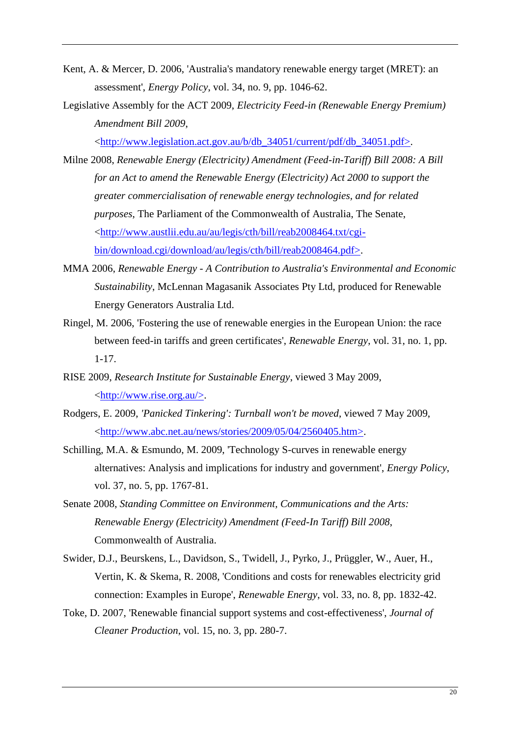Kent, A. & Mercer, D. 2006, 'Australia's mandatory renewable energy target (MRET): an assessment', *Energy Policy*, vol. 34, no. 9, pp. 1046-62.

Legislative Assembly for the ACT 2009, *Electricity Feed-in (Renewable Energy Premium) Amendment Bill 2009*, <http://www.legislation.act.gov.au/b/db_34051/current/pdf/db_34051.pdf>.

Milne 2008, *Renewable Energy (Electricity) Amendment (Feed-in-Tariff) Bill 2008: A Bill for an Act to amend the Renewable Energy (Electricity) Act 2000 to support the greater commercialisation of renewable energy technologies, and for related purposes*, The Parliament of the Commonwealth of Australia, The Senate, <http://www.austlii.edu.au/au/legis/cth/bill/reab2008464.txt/cgi-bin/download.cgi/download/au/legis/cth/bill/reab2008464.pdf>.

MMA 2006, *Renewable Energy - A Contribution to Australia's Environmental and Economic Sustainability*, McLennan Magasanik Associates Pty Ltd, produced for Renewable Energy Generators Australia Ltd.

Ringel, M. 2006, 'Fostering the use of renewable energies in the European Union: the race between feed-in tariffs and green certificates', *Renewable Energy*, vol. 31, no. 1, pp. 1-17.

RISE 2009, *Research Institute for Sustainable Energy*, viewed 3 May 2009, <http://www.rise.org.au/>.

Rodgers, E. 2009, *'Panicked Tinkering': Turnball won't be moved*, viewed 7 May 2009, <http://www.abc.net.au/news/stories/2009/05/04/2560405.htm>.

Schilling, M.A. & Esmundo, M. 2009, 'Technology S-curves in renewable energy alternatives: Analysis and implications for industry and government', *Energy Policy*, vol. 37, no. 5, pp. 1767-81.

Senate 2008, *Standing Committee on Environment, Communications and the Arts: Renewable Energy (Electricity) Amendment (Feed-In Tariff) Bill 2008*, Commonwealth of Australia.

Swider, D.J., Beurskens, L., Davidson, S., Twidell, J., Pyrko, J., Prüggler, W., Auer, H., Vertin, K. & Skema, R. 2008, 'Conditions and costs for renewables electricity grid connection: Examples in Europe', *Renewable Energy*, vol. 33, no. 8, pp. 1832-42.

Toke, D. 2007, 'Renewable financial support systems and cost-effectiveness', *Journal of Cleaner Production*, vol. 15, no. 3, pp. 280-7.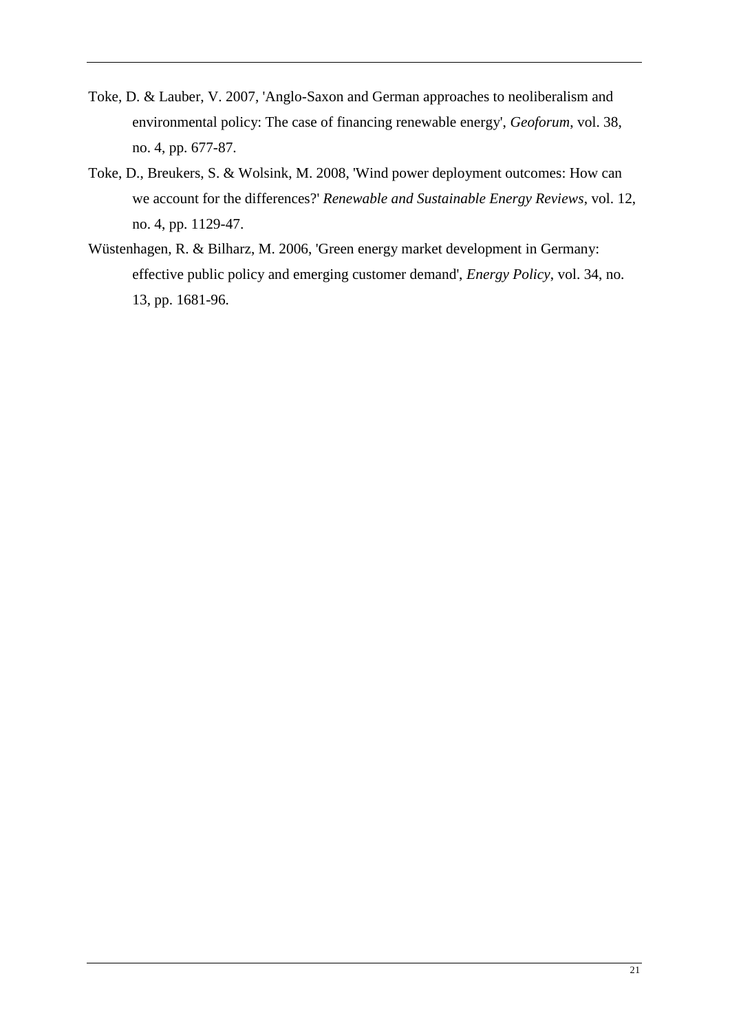Toke, D. & Lauber, V. 2007, 'Anglo-Saxon and German approaches to neoliberalism and environmental policy: The case of financing renewable energy', *Geoforum*, vol. 38, no. 4, pp. 677-87.

Toke, D., Breukers, S. & Wolsink, M. 2008, 'Wind power deployment outcomes: How can we account for the differences?' *Renewable and Sustainable Energy Reviews*, vol. 12, no. 4, pp. 1129-47.

Wüstenhagen, R. & Bilharz, M. 2006, 'Green energy market development in Germany: effective public policy and emerging customer demand', *Energy Policy*, vol. 34, no. 13, pp. 1681-96.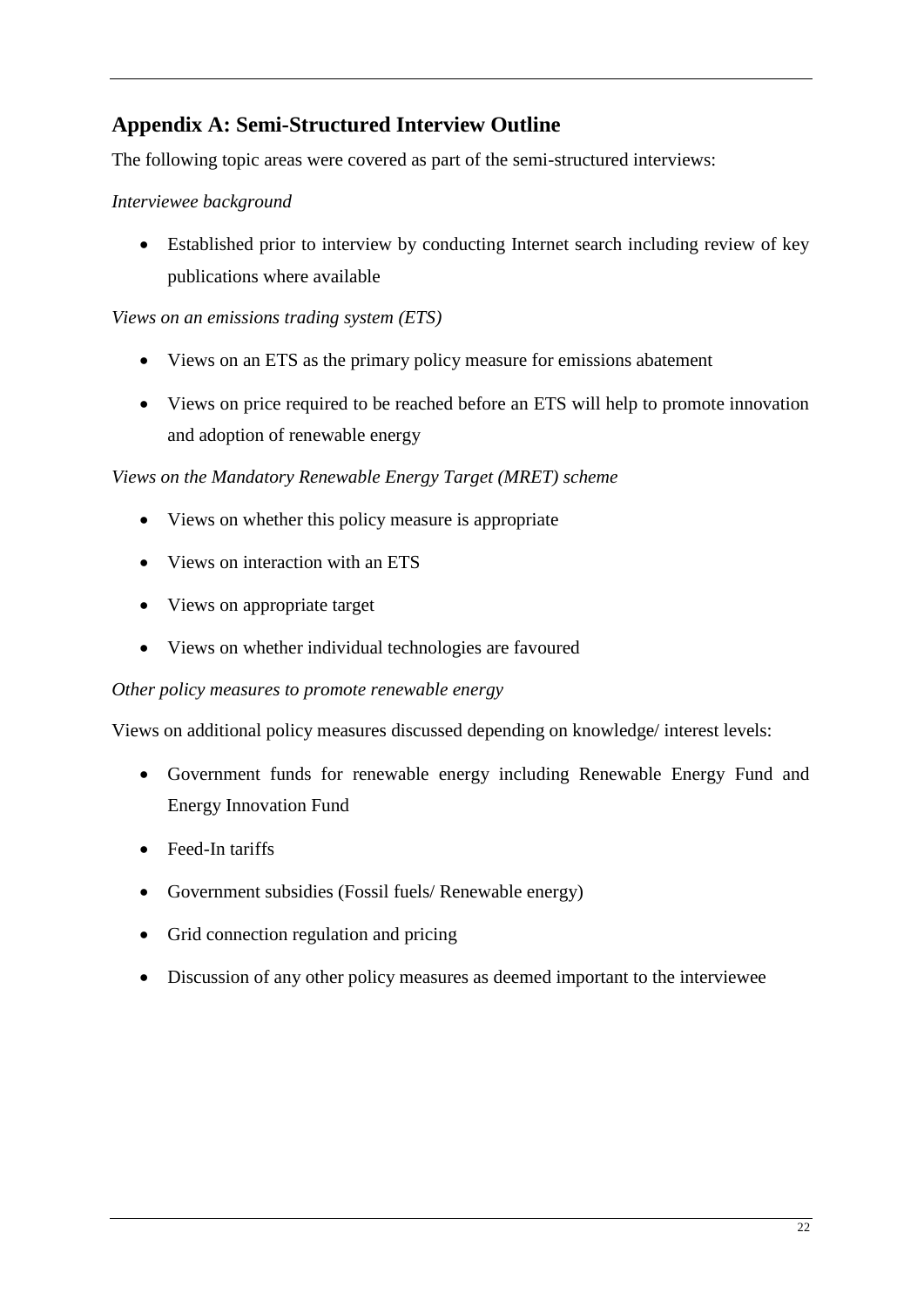## Appendix A: Semi-Structured Interview Outline

The following topic areas were covered as part of the semi-structured interviews:

*Interviewee background*

- Established prior to interview by conducting Internet search including review of key publications where available

*Views on an emissions trading system (ETS)*

- Views on an ETS as the primary policy measure for emissions abatement
- Views on price required to be reached before an ETS will help to promote innovation and adoption of renewable energy

*Views on the Mandatory Renewable Energy Target (MRET) scheme*

- Views on whether this policy measure is appropriate
- Views on interaction with an ETS
- Views on appropriate target
- Views on whether individual technologies are favoured

*Other policy measures to promote renewable energy*

Views on additional policy measures discussed depending on knowledge/ interest levels:

- Government funds for renewable energy including Renewable Energy Fund and Energy Innovation Fund
- Feed-In tariffs
- Government subsidies (Fossil fuels/ Renewable energy)
- Grid connection regulation and pricing
- Discussion of any other policy measures as deemed important to the interviewee